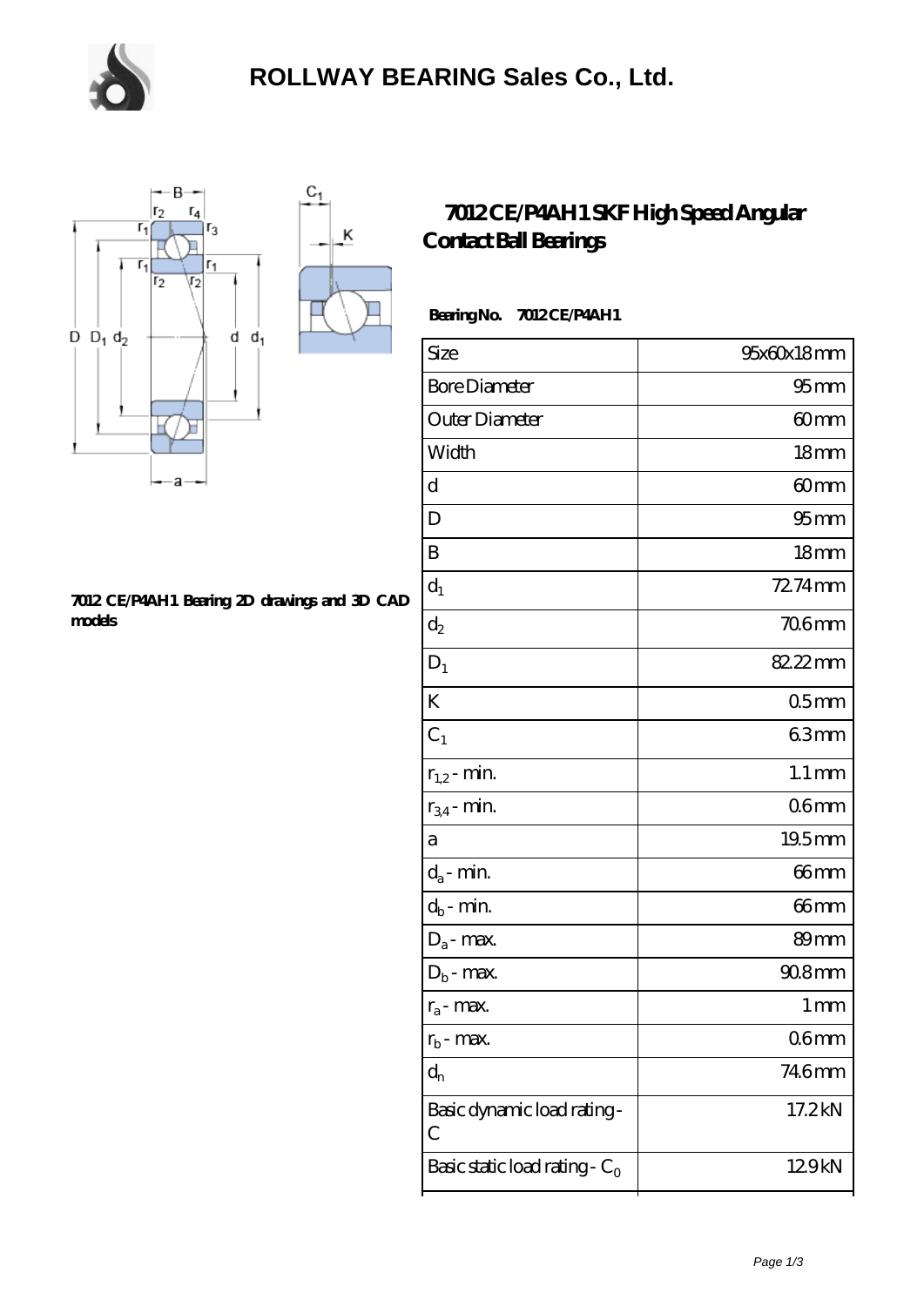# ROLLWAY BEARING Sales Co., Ltd.

## 7012 CE/P4AH1 SKF High Speed Angular Contact Ball Bearings

7012 CE/P4AH1 Bearing 2D drawings and 3D CAD models

**Bearing No. 7012 CE/P4AH1**

| Size | 95x60x18 mm |
|---|---|
| Bore Diameter | 95 mm |
| Outer Diameter | 60 mm |
| Width | 18 mm |
| d | 60 mm |
| D | 95 mm |
| B | 18 mm |
| $d_1$ | 72.74 mm |
| $d_2$ | 70.6 mm |
| $D_1$ | 82.22 mm |
| K | 0.5 mm |
| $C_1$ | 6.3 mm |
| $r_{1,2}$ - min. | 1.1 mm |
| $r_{3,4}$ - min. | 0.6 mm |
| a | 19.5 mm |
| $d_a$ - min. | 66 mm |
| $d_b$ - min. | 66 mm |
| $D_a$ - max. | 89 mm |
| $D_b$ - max. | 90.8 mm |
| $r_a$ - max. | 1 mm |
| $r_b$ - max. | 0.6 mm |
| $d_n$ | 74.6 mm |
| Basic dynamic load rating - C | 17.2 kN |
| Basic static load rating - $C_0$ | 12.9 kN |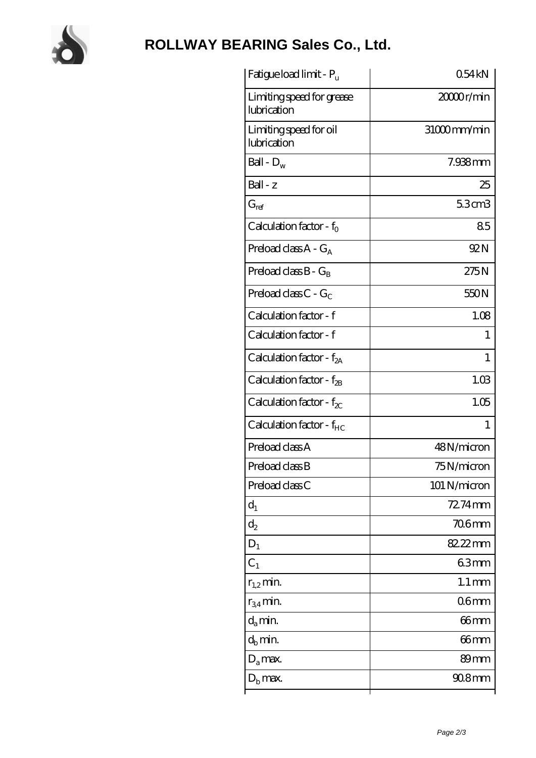# ROLLWAY BEARING Sales Co., Ltd.

| | |
|---|---|
| Fatigue load limit - $P_u$ | 0.54 kN |
| Limiting speed for grease lubrication | 20000 r/min |
| Limiting speed for oil lubrication | 31000 mm/min |
| Ball - $D_w$ | 7.938 mm |
| Ball - z | 25 |
| $G_{ref}$ | 5.3 cm3 |
| Calculation factor - $f_0$ | 8.5 |
| Preload class A - $G_A$ | 92 N |
| Preload class B - $G_B$ | 275 N |
| Preload class C - $G_C$ | 550 N |
| Calculation factor - f | 1.08 |
| Calculation factor - f | 1 |
| Calculation factor - $f_{2A}$ | 1 |
| Calculation factor - $f_{2B}$ | 1.03 |
| Calculation factor - $f_{2C}$ | 1.05 |
| Calculation factor - $f_{HC}$ | 1 |
| Preload class A | 48 N/micron |
| Preload class B | 75 N/micron |
| Preload class C | 101 N/micron |
| $d_1$ | 72.74 mm |
| $d_2$ | 70.6 mm |
| $D_1$ | 82.22 mm |
| $C_1$ | 6.3 mm |
| $r_{1,2}$ min. | 1.1 mm |
| $r_{3,4}$ min. | 0.6 mm |
| $d_a$ min. | 66 mm |
| $d_b$ min. | 66 mm |
| $D_a$ max. | 89 mm |
| $D_b$ max. | 90.8 mm |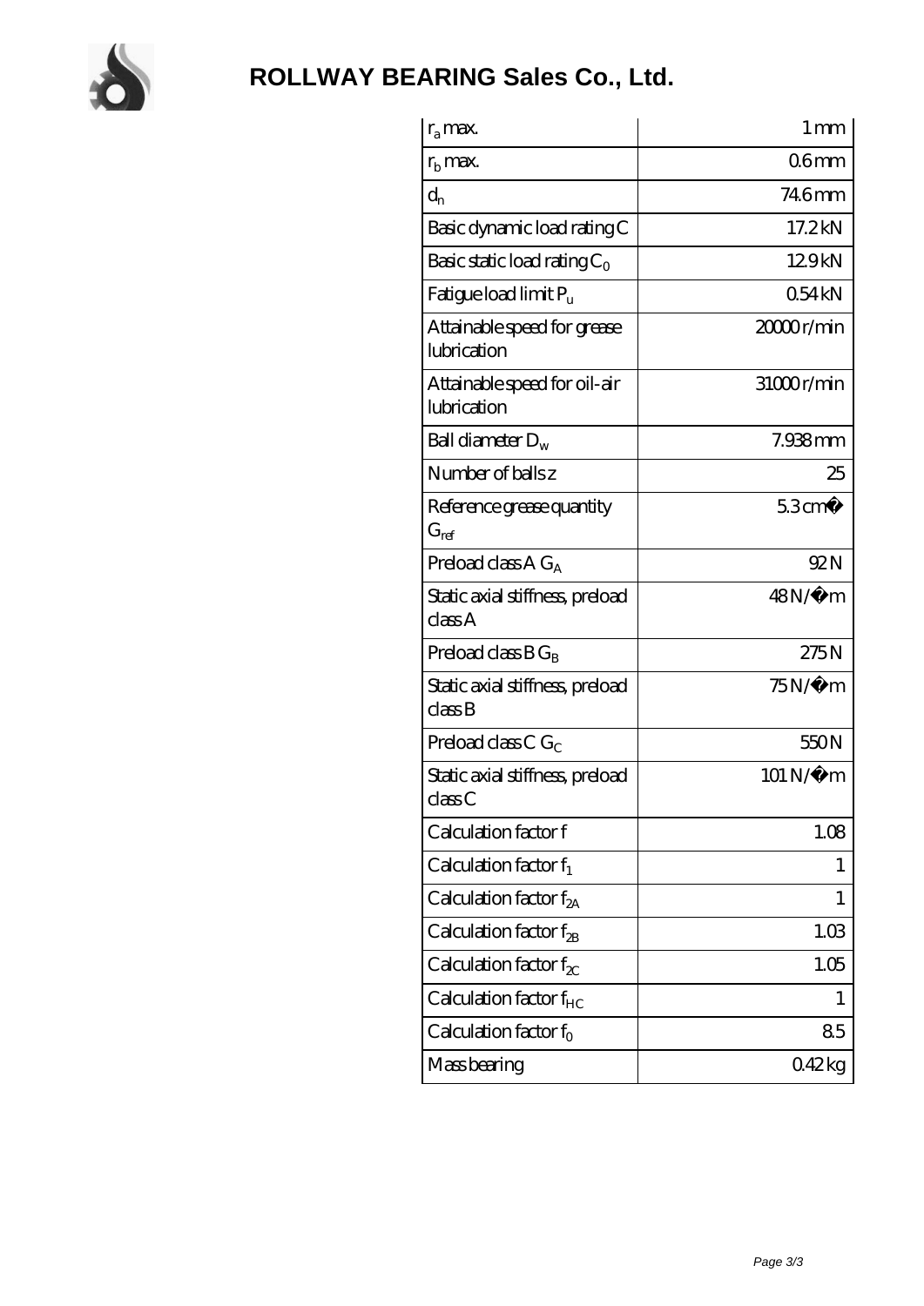# ROLLWAY BEARING Sales Co., Ltd.

| | |
|---|---|
| $r_a$ max. | 1 mm |
| $r_b$ max. | 0.6 mm |
| $d_n$ | 74.6 mm |
| Basic dynamic load rating C | 17.2 kN |
| Basic static load rating $C_0$ | 12.9 kN |
| Fatigue load limit $P_u$ | 0.54 kN |
| Attainable speed for grease lubrication | 20000 r/min |
| Attainable speed for oil-air lubrication | 31000 r/min |
| Ball diameter $D_w$ | 7.938 mm |
| Number of balls z | 25 |
| Reference grease quantity $G_{ref}$ | 5.3 cm� |
| Preload class A $G_A$ | 92 N |
| Static axial stiffness, preload class A | 48 N/�m |
| Preload class B $G_B$ | 275 N |
| Static axial stiffness, preload class B | 75 N/�m |
| Preload class C $G_C$ | 550 N |
| Static axial stiffness, preload class C | 101 N/�m |
| Calculation factor f | 1.08 |
| Calculation factor $f_1$ | 1 |
| Calculation factor $f_{2A}$ | 1 |
| Calculation factor $f_{2B}$ | 1.03 |
| Calculation factor $f_{2C}$ | 1.05 |
| Calculation factor $f_{HC}$ | 1 |
| Calculation factor $f_0$ | 8.5 |
| Mass bearing | 0.42 kg |